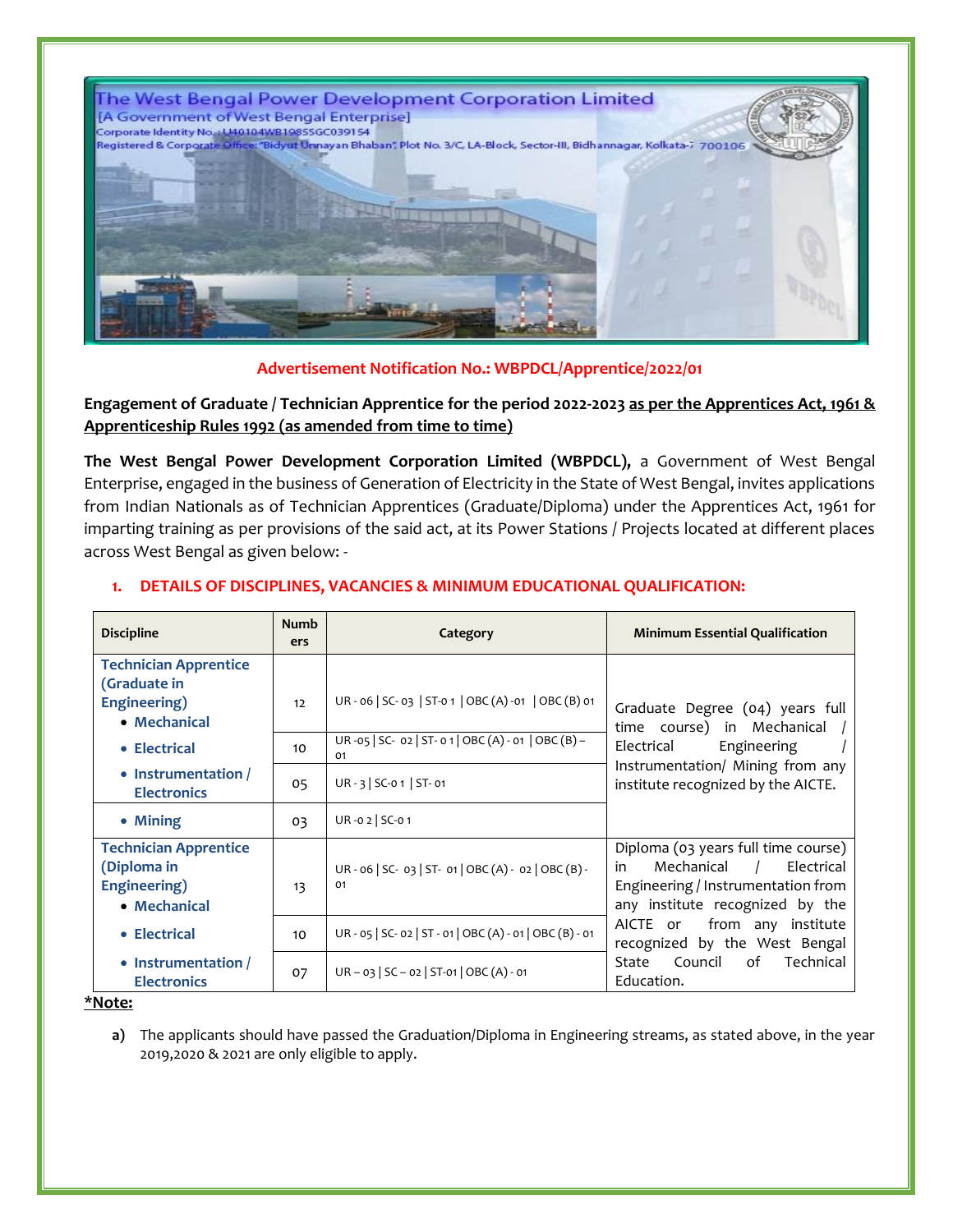The West Bengal Power Development Corporation Limited
[A Government of West Bengal Enterprise]
Corporate Identity No.: U40104WB1985SGC039154
Registered & Corporate Office: "Bidyut Unnayan Bhaban", Plot No. 3/C, LA-Block, Sector-III, Bidhannagar, Kolkata-700106

**Advertisement Notification No.: WBPDCL/Apprentice/2022/01**

**Engagement of Graduate / Technician Apprentice for the period 2022-2023 as per the Apprentices Act, 1961 & Apprenticeship Rules 1992 (as amended from time to time)**

**The West Bengal Power Development Corporation Limited (WBPDCL),** a Government of West Bengal Enterprise, engaged in the business of Generation of Electricity in the State of West Bengal, invites applications from Indian Nationals as of Technician Apprentices (Graduate/Diploma) under the Apprentices Act, 1961 for imparting training as per provisions of the said act, at its Power Stations / Projects located at different places across West Bengal as given below: -

## 1. DETAILS OF DISCIPLINES, VACANCIES & MINIMUM EDUCATIONAL QUALIFICATION:

| Discipline | Numbers | Category | Minimum Essential Qualification |
|---|---|---|---|
| **Technician Apprentice (Graduate in Engineering)** • **Mechanical** | 12 | UR - 06 \| SC- 03 \| ST-01 \| OBC (A) -01 \| OBC (B) 01 | Graduate Degree (04) years full time course) in Mechanical / Electrical Engineering / Instrumentation/ Mining from any institute recognized by the AICTE. |
| • **Electrical** | 10 | UR -05 \| SC- 02 \| ST- 01 \| OBC (A) - 01 \| OBC (B) – 01 | |
| • **Instrumentation / Electronics** | 05 | UR - 3 \| SC-01 \| ST- 01 | |
| • **Mining** | 03 | UR -02 \| SC-01 | |
| **Technician Apprentice (Diploma in Engineering)** • **Mechanical** | 13 | UR - 06 \| SC- 03 \| ST- 01 \| OBC (A) - 02 \| OBC (B) - 01 | Diploma (03 years full time course) in Mechanical / Electrical Engineering / Instrumentation from any institute recognized by the AICTE or from any institute recognized by the West Bengal State Council of Technical Education. |
| • **Electrical** | 10 | UR - 05 \| SC- 02 \| ST - 01 \| OBC (A) - 01 \| OBC (B) - 01 | |
| • **Instrumentation / Electronics** | 07 | UR – 03 \| SC – 02 \| ST-01 \| OBC (A) - 01 | |

**\*Note:**

a) The applicants should have passed the Graduation/Diploma in Engineering streams, as stated above, in the year 2019,2020 & 2021 are only eligible to apply.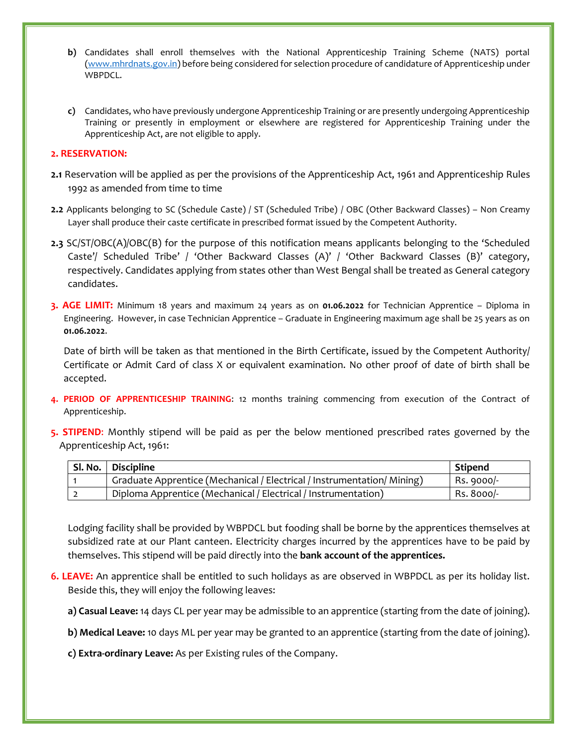b) Candidates shall enroll themselves with the National Apprenticeship Training Scheme (NATS) portal (www.mhrdnats.gov.in) before being considered for selection procedure of candidature of Apprenticeship under WBPDCL.

c) Candidates, who have previously undergone Apprenticeship Training or are presently undergoing Apprenticeship Training or presently in employment or elsewhere are registered for Apprenticeship Training under the Apprenticeship Act, are not eligible to apply.

## 2. RESERVATION:

**2.1** Reservation will be applied as per the provisions of the Apprenticeship Act, 1961 and Apprenticeship Rules 1992 as amended from time to time

**2.2** Applicants belonging to SC (Schedule Caste) / ST (Scheduled Tribe) / OBC (Other Backward Classes) – Non Creamy Layer shall produce their caste certificate in prescribed format issued by the Competent Authority.

**2.3** SC/ST/OBC(A)/OBC(B) for the purpose of this notification means applicants belonging to the 'Scheduled Caste'/ Scheduled Tribe' / 'Other Backward Classes (A)' / 'Other Backward Classes (B)' category, respectively. Candidates applying from states other than West Bengal shall be treated as General category candidates.

**3. AGE LIMIT:** Minimum 18 years and maximum 24 years as on **01.06.2022** for Technician Apprentice – Diploma in Engineering. However, in case Technician Apprentice – Graduate in Engineering maximum age shall be 25 years as on **01.06.2022**.

Date of birth will be taken as that mentioned in the Birth Certificate, issued by the Competent Authority/ Certificate or Admit Card of class X or equivalent examination. No other proof of date of birth shall be accepted.

**4. PERIOD OF APPRENTICESHIP TRAINING**: 12 months training commencing from execution of the Contract of Apprenticeship.

**5. STIPEND:** Monthly stipend will be paid as per the below mentioned prescribed rates governed by the Apprenticeship Act, 1961:

| Sl. No. | Discipline | Stipend |
|---|---|---|
| 1 | Graduate Apprentice (Mechanical / Electrical / Instrumentation/ Mining) | Rs. 9000/- |
| 2 | Diploma Apprentice (Mechanical / Electrical / Instrumentation) | Rs. 8000/- |

Lodging facility shall be provided by WBPDCL but fooding shall be borne by the apprentices themselves at subsidized rate at our Plant canteen. Electricity charges incurred by the apprentices have to be paid by themselves. This stipend will be paid directly into the **bank account of the apprentices.**

**6. LEAVE:** An apprentice shall be entitled to such holidays as are observed in WBPDCL as per its holiday list. Beside this, they will enjoy the following leaves:

**a) Casual Leave:** 14 days CL per year may be admissible to an apprentice (starting from the date of joining).

**b) Medical Leave:** 10 days ML per year may be granted to an apprentice (starting from the date of joining).

**c) Extra-ordinary Leave:** As per Existing rules of the Company.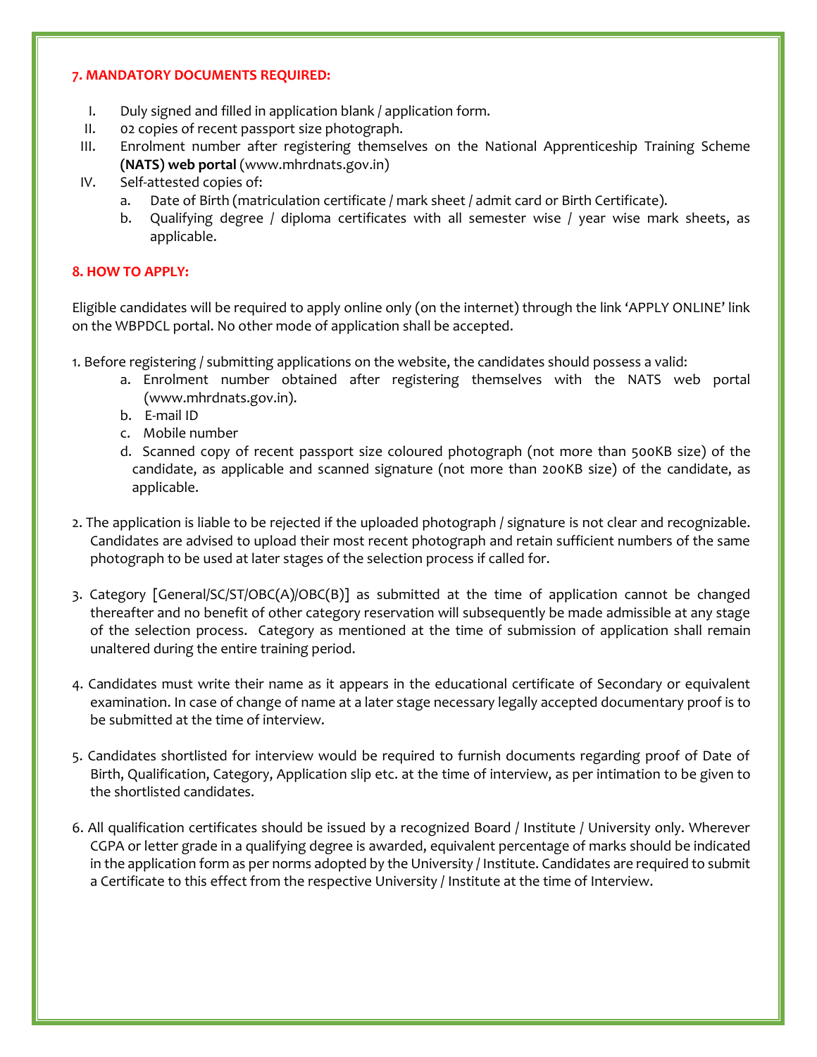### 7. MANDATORY DOCUMENTS REQUIRED:

I. Duly signed and filled in application blank / application form.

II. 02 copies of recent passport size photograph.

III. Enrolment number after registering themselves on the National Apprenticeship Training Scheme **(NATS) web portal** (www.mhrdnats.gov.in)

IV. Self-attested copies of:

  a. Date of Birth (matriculation certificate / mark sheet / admit card or Birth Certificate).

  b. Qualifying degree / diploma certificates with all semester wise / year wise mark sheets, as applicable.

### 8. HOW TO APPLY:

Eligible candidates will be required to apply online only (on the internet) through the link 'APPLY ONLINE' link on the WBPDCL portal. No other mode of application shall be accepted.

1. Before registering / submitting applications on the website, the candidates should possess a valid:
   a. Enrolment number obtained after registering themselves with the NATS web portal (www.mhrdnats.gov.in).
   b. E-mail ID
   c. Mobile number
   d. Scanned copy of recent passport size coloured photograph (not more than 500KB size) of the candidate, as applicable and scanned signature (not more than 200KB size) of the candidate, as applicable.

2. The application is liable to be rejected if the uploaded photograph / signature is not clear and recognizable. Candidates are advised to upload their most recent photograph and retain sufficient numbers of the same photograph to be used at later stages of the selection process if called for.

3. Category [General/SC/ST/OBC(A)/OBC(B)] as submitted at the time of application cannot be changed thereafter and no benefit of other category reservation will subsequently be made admissible at any stage of the selection process. Category as mentioned at the time of submission of application shall remain unaltered during the entire training period.

4. Candidates must write their name as it appears in the educational certificate of Secondary or equivalent examination. In case of change of name at a later stage necessary legally accepted documentary proof is to be submitted at the time of interview.

5. Candidates shortlisted for interview would be required to furnish documents regarding proof of Date of Birth, Qualification, Category, Application slip etc. at the time of interview, as per intimation to be given to the shortlisted candidates.

6. All qualification certificates should be issued by a recognized Board / Institute / University only. Wherever CGPA or letter grade in a qualifying degree is awarded, equivalent percentage of marks should be indicated in the application form as per norms adopted by the University / Institute. Candidates are required to submit a Certificate to this effect from the respective University / Institute at the time of Interview.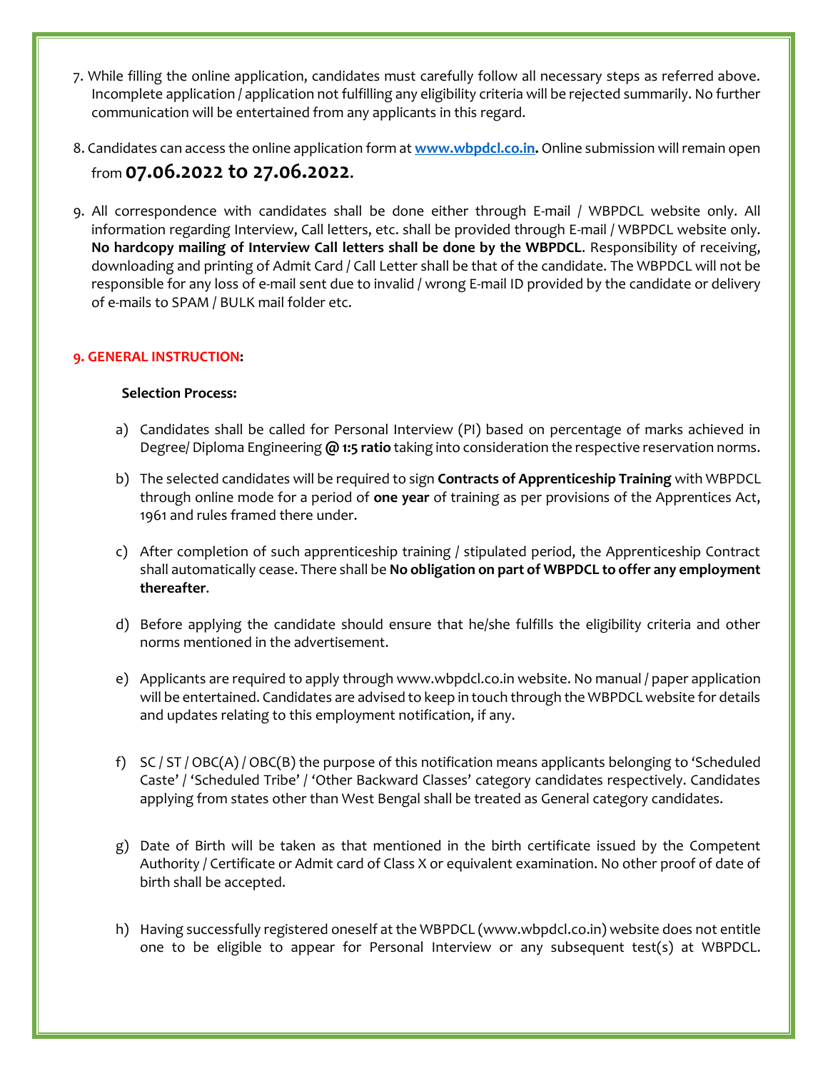7. While filling the online application, candidates must carefully follow all necessary steps as referred above. Incomplete application / application not fulfilling any eligibility criteria will be rejected summarily. No further communication will be entertained from any applicants in this regard.

8. Candidates can access the online application form at **[www.wbpdcl.co.in](http://www.wbpdcl.co.in).** Online submission will remain open from **07.06.2022 to 27.06.2022**.

9. All correspondence with candidates shall be done either through E-mail / WBPDCL website only. All information regarding Interview, Call letters, etc. shall be provided through E-mail / WBPDCL website only. **No hardcopy mailing of Interview Call letters shall be done by the WBPDCL**. Responsibility of receiving, downloading and printing of Admit Card / Call Letter shall be that of the candidate. The WBPDCL will not be responsible for any loss of e-mail sent due to invalid / wrong E-mail ID provided by the candidate or delivery of e-mails to SPAM / BULK mail folder etc.

## 9. GENERAL INSTRUCTION:

**Selection Process:**

a) Candidates shall be called for Personal Interview (PI) based on percentage of marks achieved in Degree/ Diploma Engineering **@ 1:5 ratio** taking into consideration the respective reservation norms.

b) The selected candidates will be required to sign **Contracts of Apprenticeship Training** with WBPDCL through online mode for a period of **one year** of training as per provisions of the Apprentices Act, 1961 and rules framed there under.

c) After completion of such apprenticeship training / stipulated period, the Apprenticeship Contract shall automatically cease. There shall be **No obligation on part of WBPDCL to offer any employment thereafter**.

d) Before applying the candidate should ensure that he/she fulfills the eligibility criteria and other norms mentioned in the advertisement.

e) Applicants are required to apply through www.wbpdcl.co.in website. No manual / paper application will be entertained. Candidates are advised to keep in touch through the WBPDCL website for details and updates relating to this employment notification, if any.

f) SC / ST / OBC(A) / OBC(B) the purpose of this notification means applicants belonging to 'Scheduled Caste' / 'Scheduled Tribe' / 'Other Backward Classes' category candidates respectively. Candidates applying from states other than West Bengal shall be treated as General category candidates.

g) Date of Birth will be taken as that mentioned in the birth certificate issued by the Competent Authority / Certificate or Admit card of Class X or equivalent examination. No other proof of date of birth shall be accepted.

h) Having successfully registered oneself at the WBPDCL (www.wbpdcl.co.in) website does not entitle one to be eligible to appear for Personal Interview or any subsequent test(s) at WBPDCL.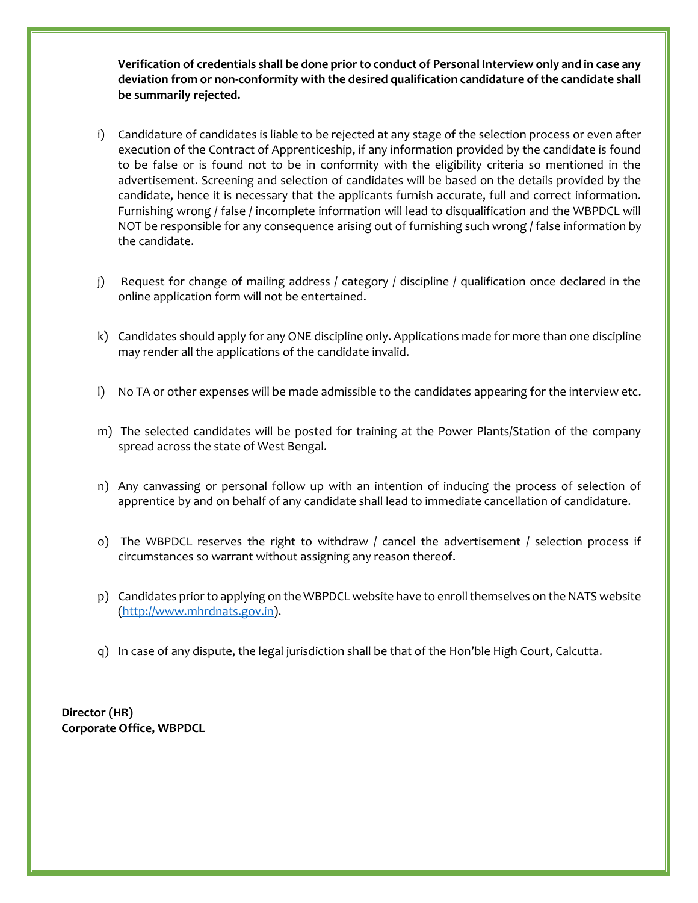**Verification of credentials shall be done prior to conduct of Personal Interview only and in case any deviation from or non-conformity with the desired qualification candidature of the candidate shall be summarily rejected.**

i) Candidature of candidates is liable to be rejected at any stage of the selection process or even after execution of the Contract of Apprenticeship, if any information provided by the candidate is found to be false or is found not to be in conformity with the eligibility criteria so mentioned in the advertisement. Screening and selection of candidates will be based on the details provided by the candidate, hence it is necessary that the applicants furnish accurate, full and correct information. Furnishing wrong / false / incomplete information will lead to disqualification and the WBPDCL will NOT be responsible for any consequence arising out of furnishing such wrong / false information by the candidate.

j) Request for change of mailing address / category / discipline / qualification once declared in the online application form will not be entertained.

k) Candidates should apply for any ONE discipline only. Applications made for more than one discipline may render all the applications of the candidate invalid.

l) No TA or other expenses will be made admissible to the candidates appearing for the interview etc.

m) The selected candidates will be posted for training at the Power Plants/Station of the company spread across the state of West Bengal.

n) Any canvassing or personal follow up with an intention of inducing the process of selection of apprentice by and on behalf of any candidate shall lead to immediate cancellation of candidature.

o) The WBPDCL reserves the right to withdraw / cancel the advertisement / selection process if circumstances so warrant without assigning any reason thereof.

p) Candidates prior to applying on the WBPDCL website have to enroll themselves on the NATS website (http://www.mhrdnats.gov.in).

q) In case of any dispute, the legal jurisdiction shall be that of the Hon'ble High Court, Calcutta.

**Director (HR)**
**Corporate Office, WBPDCL**